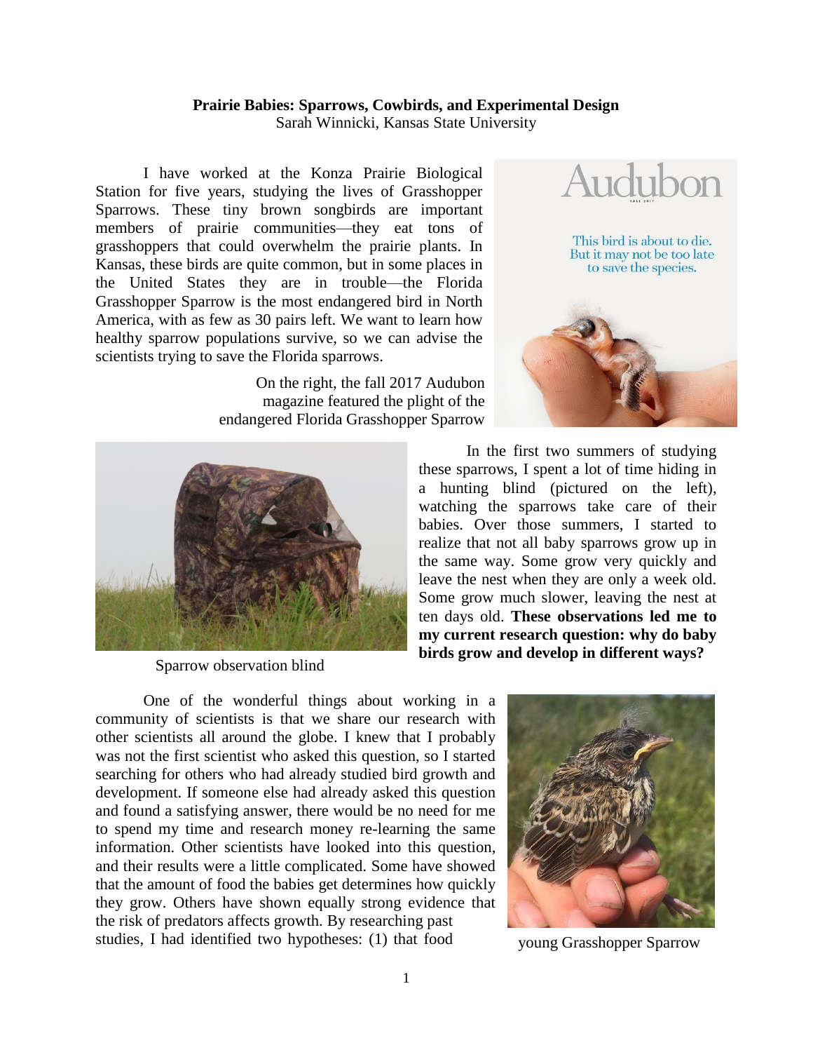**Prairie Babies: Sparrows, Cowbirds, and Experimental Design**

Sarah Winnicki, Kansas State University

I have worked at the Konza Prairie Biological Station for five years, studying the lives of Grasshopper Sparrows. These tiny brown songbirds are important members of prairie communities—they eat tons of grasshoppers that could overwhelm the prairie plants. In Kansas, these birds are quite common, but in some places in the United States they are in trouble—the Florida Grasshopper Sparrow is the most endangered bird in North America, with as few as 30 pairs left. We want to learn how healthy sparrow populations survive, so we can advise the scientists trying to save the Florida sparrows.

On the right, the fall 2017 Audubon magazine featured the plight of the endangered Florida Grasshopper Sparrow

Sparrow observation blind

In the first two summers of studying these sparrows, I spent a lot of time hiding in a hunting blind (pictured on the left), watching the sparrows take care of their babies. Over those summers, I started to realize that not all baby sparrows grow up in the same way. Some grow very quickly and leave the nest when they are only a week old. Some grow much slower, leaving the nest at ten days old. **These observations led me to my current research question: why do baby birds grow and develop in different ways?**

One of the wonderful things about working in a community of scientists is that we share our research with other scientists all around the globe. I knew that I probably was not the first scientist who asked this question, so I started searching for others who had already studied bird growth and development. If someone else had already asked this question and found a satisfying answer, there would be no need for me to spend my time and research money re-learning the same information. Other scientists have looked into this question, and their results were a little complicated. Some have showed that the amount of food the babies get determines how quickly they grow. Others have shown equally strong evidence that the risk of predators affects growth. By researching past studies, I had identified two hypotheses: (1) that food

young Grasshopper Sparrow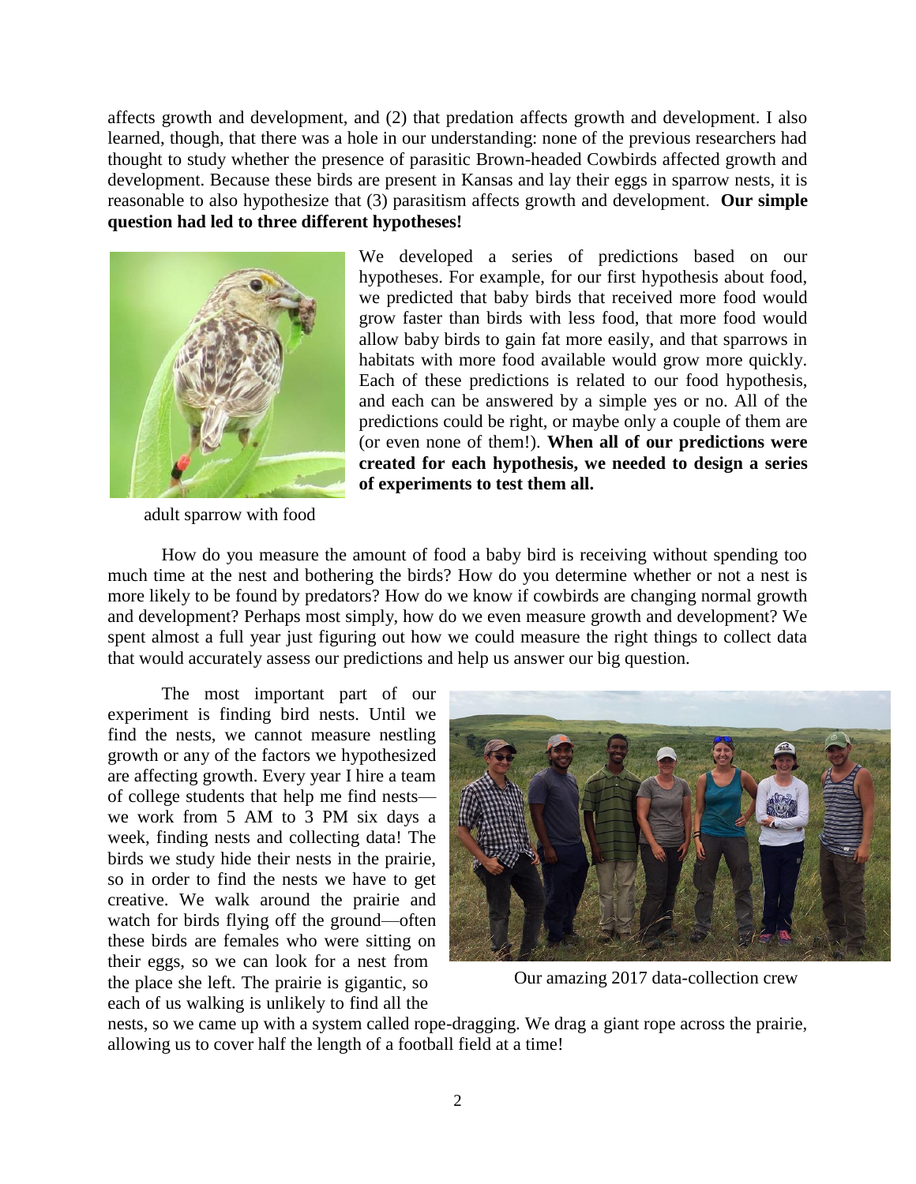affects growth and development, and (2) that predation affects growth and development. I also learned, though, that there was a hole in our understanding: none of the previous researchers had thought to study whether the presence of parasitic Brown-headed Cowbirds affected growth and development. Because these birds are present in Kansas and lay their eggs in sparrow nests, it is reasonable to also hypothesize that (3) parasitism affects growth and development. **Our simple question had led to three different hypotheses!**

adult sparrow with food

We developed a series of predictions based on our hypotheses. For example, for our first hypothesis about food, we predicted that baby birds that received more food would grow faster than birds with less food, that more food would allow baby birds to gain fat more easily, and that sparrows in habitats with more food available would grow more quickly. Each of these predictions is related to our food hypothesis, and each can be answered by a simple yes or no. All of the predictions could be right, or maybe only a couple of them are (or even none of them!). **When all of our predictions were created for each hypothesis, we needed to design a series of experiments to test them all.**

How do you measure the amount of food a baby bird is receiving without spending too much time at the nest and bothering the birds? How do you determine whether or not a nest is more likely to be found by predators? How do we know if cowbirds are changing normal growth and development? Perhaps most simply, how do we even measure growth and development? We spent almost a full year just figuring out how we could measure the right things to collect data that would accurately assess our predictions and help us answer our big question.

The most important part of our experiment is finding bird nests. Until we find the nests, we cannot measure nestling growth or any of the factors we hypothesized are affecting growth. Every year I hire a team of college students that help me find nests—we work from 5 AM to 3 PM six days a week, finding nests and collecting data! The birds we study hide their nests in the prairie, so in order to find the nests we have to get creative. We walk around the prairie and watch for birds flying off the ground—often these birds are females who were sitting on their eggs, so we can look for a nest from the place she left. The prairie is gigantic, so each of us walking is unlikely to find all the nests, so we came up with a system called rope-dragging. We drag a giant rope across the prairie, allowing us to cover half the length of a football field at a time!

Our amazing 2017 data-collection crew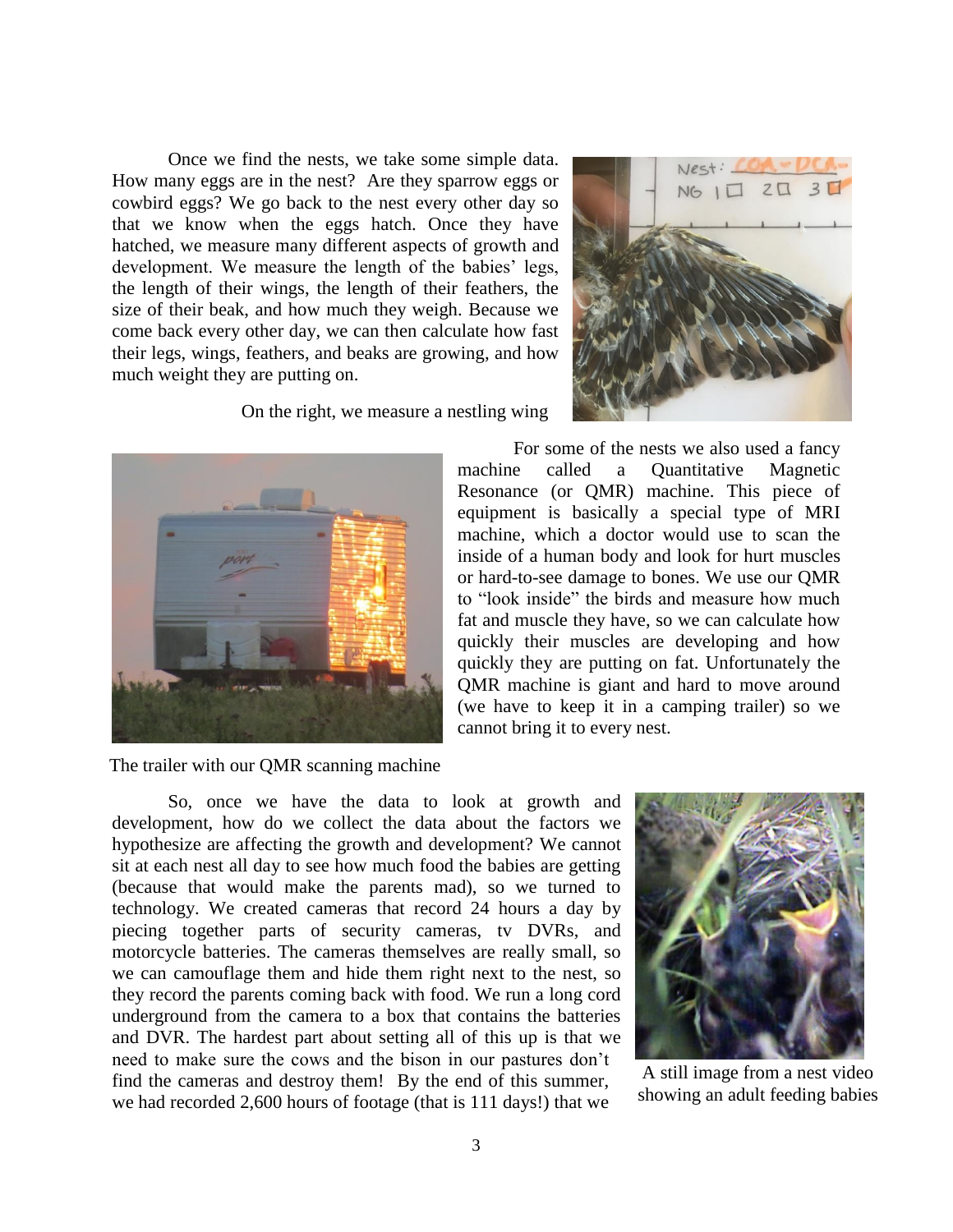Once we find the nests, we take some simple data. How many eggs are in the nest? Are they sparrow eggs or cowbird eggs? We go back to the nest every other day so that we know when the eggs hatch. Once they have hatched, we measure many different aspects of growth and development. We measure the length of the babies' legs, the length of their wings, the length of their feathers, the size of their beak, and how much they weigh. Because we come back every other day, we can then calculate how fast their legs, wings, feathers, and beaks are growing, and how much weight they are putting on.

On the right, we measure a nestling wing

For some of the nests we also used a fancy machine called a Quantitative Magnetic Resonance (or QMR) machine. This piece of equipment is basically a special type of MRI machine, which a doctor would use to scan the inside of a human body and look for hurt muscles or hard-to-see damage to bones. We use our QMR to "look inside" the birds and measure how much fat and muscle they have, so we can calculate how quickly their muscles are developing and how quickly they are putting on fat. Unfortunately the QMR machine is giant and hard to move around (we have to keep it in a camping trailer) so we cannot bring it to every nest.

The trailer with our QMR scanning machine

So, once we have the data to look at growth and development, how do we collect the data about the factors we hypothesize are affecting the growth and development? We cannot sit at each nest all day to see how much food the babies are getting (because that would make the parents mad), so we turned to technology. We created cameras that record 24 hours a day by piecing together parts of security cameras, tv DVRs, and motorcycle batteries. The cameras themselves are really small, so we can camouflage them and hide them right next to the nest, so they record the parents coming back with food. We run a long cord underground from the camera to a box that contains the batteries and DVR. The hardest part about setting all of this up is that we need to make sure the cows and the bison in our pastures don't find the cameras and destroy them! By the end of this summer, we had recorded 2,600 hours of footage (that is 111 days!) that we

A still image from a nest video showing an adult feeding babies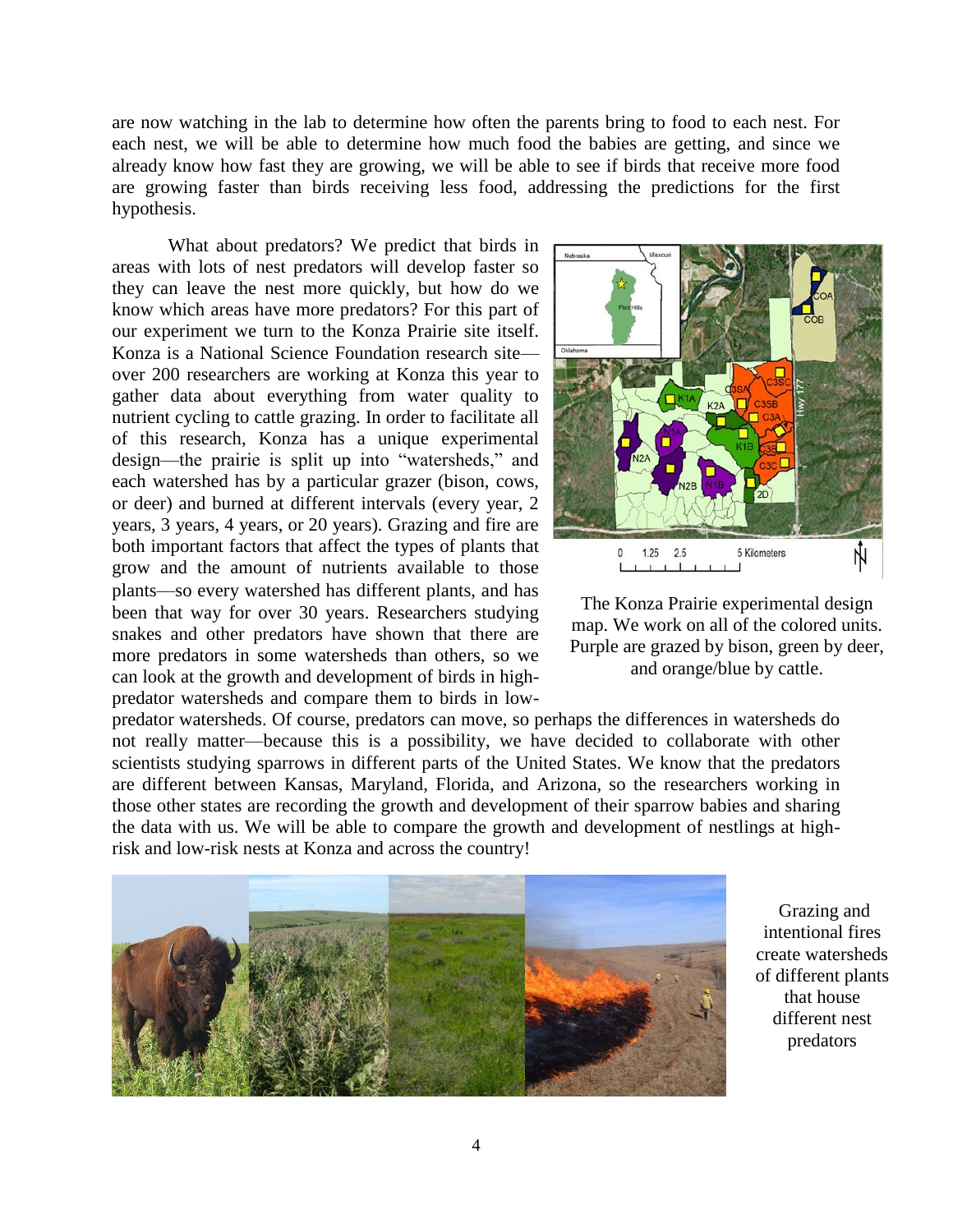are now watching in the lab to determine how often the parents bring to food to each nest. For each nest, we will be able to determine how much food the babies are getting, and since we already know how fast they are growing, we will be able to see if birds that receive more food are growing faster than birds receiving less food, addressing the predictions for the first hypothesis.

What about predators? We predict that birds in areas with lots of nest predators will develop faster so they can leave the nest more quickly, but how do we know which areas have more predators? For this part of our experiment we turn to the Konza Prairie site itself. Konza is a National Science Foundation research site—over 200 researchers are working at Konza this year to gather data about everything from water quality to nutrient cycling to cattle grazing. In order to facilitate all of this research, Konza has a unique experimental design—the prairie is split up into "watersheds," and each watershed has by a particular grazer (bison, cows, or deer) and burned at different intervals (every year, 2 years, 3 years, 4 years, or 20 years). Grazing and fire are both important factors that affect the types of plants that grow and the amount of nutrients available to those plants—so every watershed has different plants, and has been that way for over 30 years. Researchers studying snakes and other predators have shown that there are more predators in some watersheds than others, so we can look at the growth and development of birds in high-predator watersheds and compare them to birds in low-predator watersheds. Of course, predators can move, so perhaps the differences in watersheds do not really matter—because this is a possibility, we have decided to collaborate with other scientists studying sparrows in different parts of the United States. We know that the predators are different between Kansas, Maryland, Florida, and Arizona, so the researchers working in those other states are recording the growth and development of their sparrow babies and sharing the data with us. We will be able to compare the growth and development of nestlings at high-risk and low-risk nests at Konza and across the country!

The Konza Prairie experimental design map. We work on all of the colored units. Purple are grazed by bison, green by deer, and orange/blue by cattle.

Grazing and intentional fires create watersheds of different plants that house different nest predators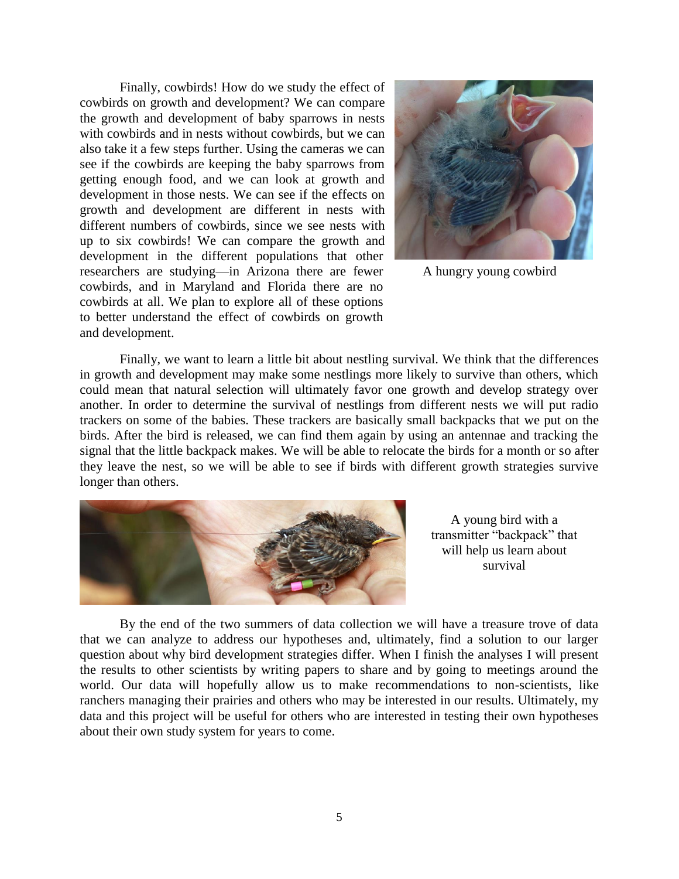Finally, cowbirds! How do we study the effect of cowbirds on growth and development? We can compare the growth and development of baby sparrows in nests with cowbirds and in nests without cowbirds, but we can also take it a few steps further. Using the cameras we can see if the cowbirds are keeping the baby sparrows from getting enough food, and we can look at growth and development in those nests. We can see if the effects on growth and development are different in nests with different numbers of cowbirds, since we see nests with up to six cowbirds! We can compare the growth and development in the different populations that other researchers are studying—in Arizona there are fewer cowbirds, and in Maryland and Florida there are no cowbirds at all. We plan to explore all of these options to better understand the effect of cowbirds on growth and development.

A hungry young cowbird

Finally, we want to learn a little bit about nestling survival. We think that the differences in growth and development may make some nestlings more likely to survive than others, which could mean that natural selection will ultimately favor one growth and develop strategy over another. In order to determine the survival of nestlings from different nests we will put radio trackers on some of the babies. These trackers are basically small backpacks that we put on the birds. After the bird is released, we can find them again by using an antennae and tracking the signal that the little backpack makes. We will be able to relocate the birds for a month or so after they leave the nest, so we will be able to see if birds with different growth strategies survive longer than others.

A young bird with a transmitter "backpack" that will help us learn about survival

By the end of the two summers of data collection we will have a treasure trove of data that we can analyze to address our hypotheses and, ultimately, find a solution to our larger question about why bird development strategies differ. When I finish the analyses I will present the results to other scientists by writing papers to share and by going to meetings around the world. Our data will hopefully allow us to make recommendations to non-scientists, like ranchers managing their prairies and others who may be interested in our results. Ultimately, my data and this project will be useful for others who are interested in testing their own hypotheses about their own study system for years to come.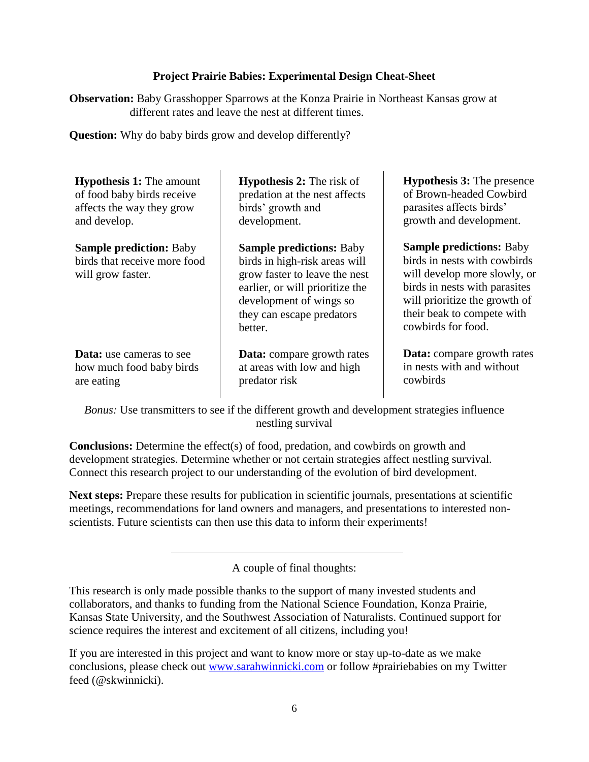## Project Prairie Babies: Experimental Design Cheat-Sheet

**Observation:** Baby Grasshopper Sparrows at the Konza Prairie in Northeast Kansas grow at different rates and leave the nest at different times.

**Question:** Why do baby birds grow and develop differently?

**Hypothesis 1:** The amount of food baby birds receive affects the way they grow and develop.

**Sample prediction:** Baby birds that receive more food will grow faster.

**Data:** use cameras to see how much food baby birds are eating

**Hypothesis 2:** The risk of predation at the nest affects birds' growth and development.

**Sample predictions:** Baby birds in high-risk areas will grow faster to leave the nest earlier, or will prioritize the development of wings so they can escape predators better.

**Data:** compare growth rates at areas with low and high predator risk

**Hypothesis 3:** The presence of Brown-headed Cowbird parasites affects birds' growth and development.

**Sample predictions:** Baby birds in nests with cowbirds will develop more slowly, or birds in nests with parasites will prioritize the growth of their beak to compete with cowbirds for food.

**Data:** compare growth rates in nests with and without cowbirds

*Bonus:* Use transmitters to see if the different growth and development strategies influence nestling survival

**Conclusions:** Determine the effect(s) of food, predation, and cowbirds on growth and development strategies. Determine whether or not certain strategies affect nestling survival. Connect this research project to our understanding of the evolution of bird development.

**Next steps:** Prepare these results for publication in scientific journals, presentations at scientific meetings, recommendations for land owners and managers, and presentations to interested non-scientists. Future scientists can then use this data to inform their experiments!

---

A couple of final thoughts:

This research is only made possible thanks to the support of many invested students and collaborators, and thanks to funding from the National Science Foundation, Konza Prairie, Kansas State University, and the Southwest Association of Naturalists. Continued support for science requires the interest and excitement of all citizens, including you!

If you are interested in this project and want to know more or stay up-to-date as we make conclusions, please check out [www.sarahwinnicki.com](http://www.sarahwinnicki.com) or follow #prairiebabies on my Twitter feed (@skwinnicki).